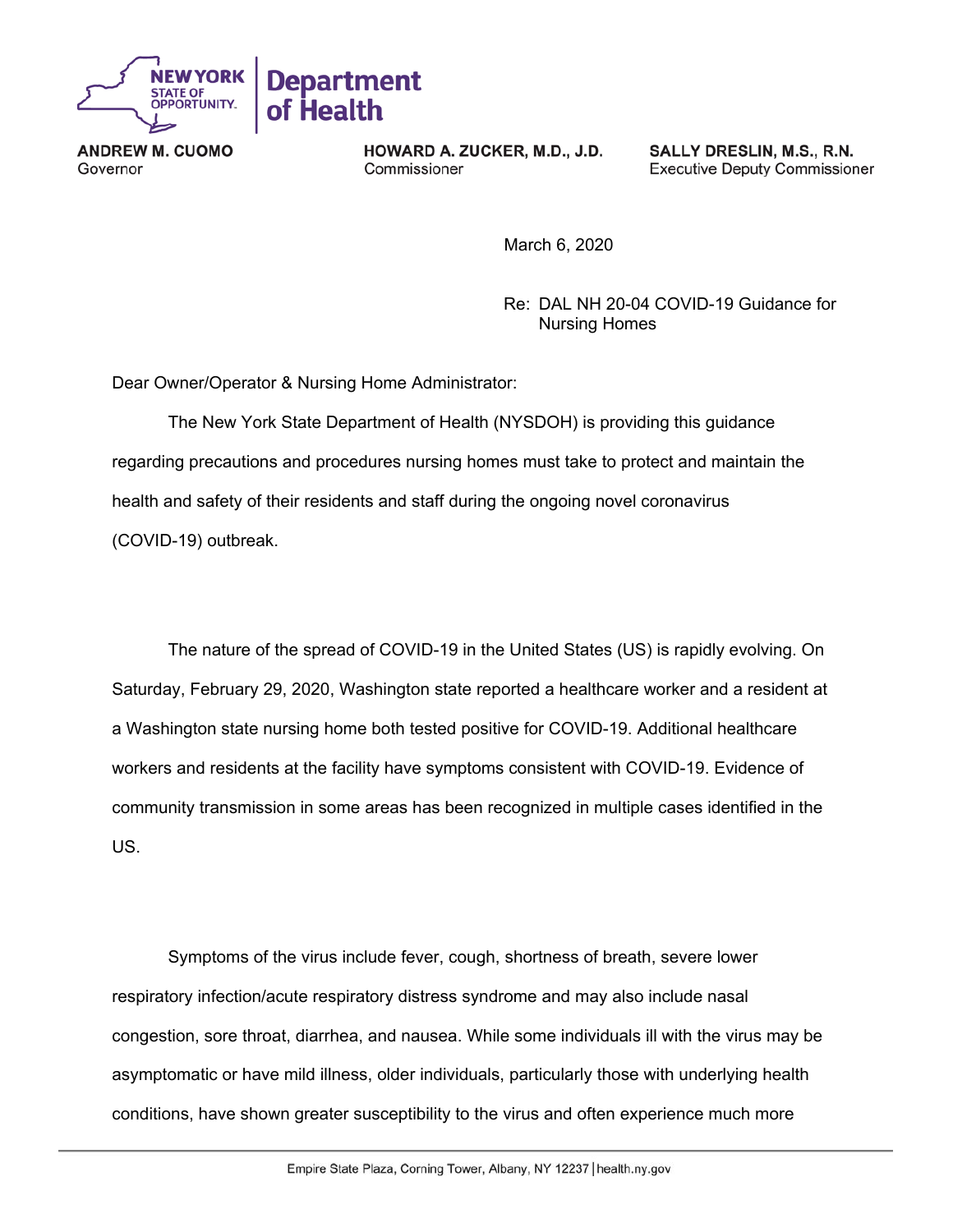**NEW YORK STATE OF OPPORTUNITY. | Department of Health**

**ANDREW M. CUOMO**
Governor

**HOWARD A. ZUCKER, M.D., J.D.**
Commissioner

**SALLY DRESLIN, M.S., R.N.**
Executive Deputy Commissioner

March 6, 2020

Re: DAL NH 20-04 COVID-19 Guidance for Nursing Homes

Dear Owner/Operator & Nursing Home Administrator:

The New York State Department of Health (NYSDOH) is providing this guidance regarding precautions and procedures nursing homes must take to protect and maintain the health and safety of their residents and staff during the ongoing novel coronavirus (COVID-19) outbreak.

The nature of the spread of COVID-19 in the United States (US) is rapidly evolving. On Saturday, February 29, 2020, Washington state reported a healthcare worker and a resident at a Washington state nursing home both tested positive for COVID-19. Additional healthcare workers and residents at the facility have symptoms consistent with COVID-19. Evidence of community transmission in some areas has been recognized in multiple cases identified in the US.

Symptoms of the virus include fever, cough, shortness of breath, severe lower respiratory infection/acute respiratory distress syndrome and may also include nasal congestion, sore throat, diarrhea, and nausea. While some individuals ill with the virus may be asymptomatic or have mild illness, older individuals, particularly those with underlying health conditions, have shown greater susceptibility to the virus and often experience much more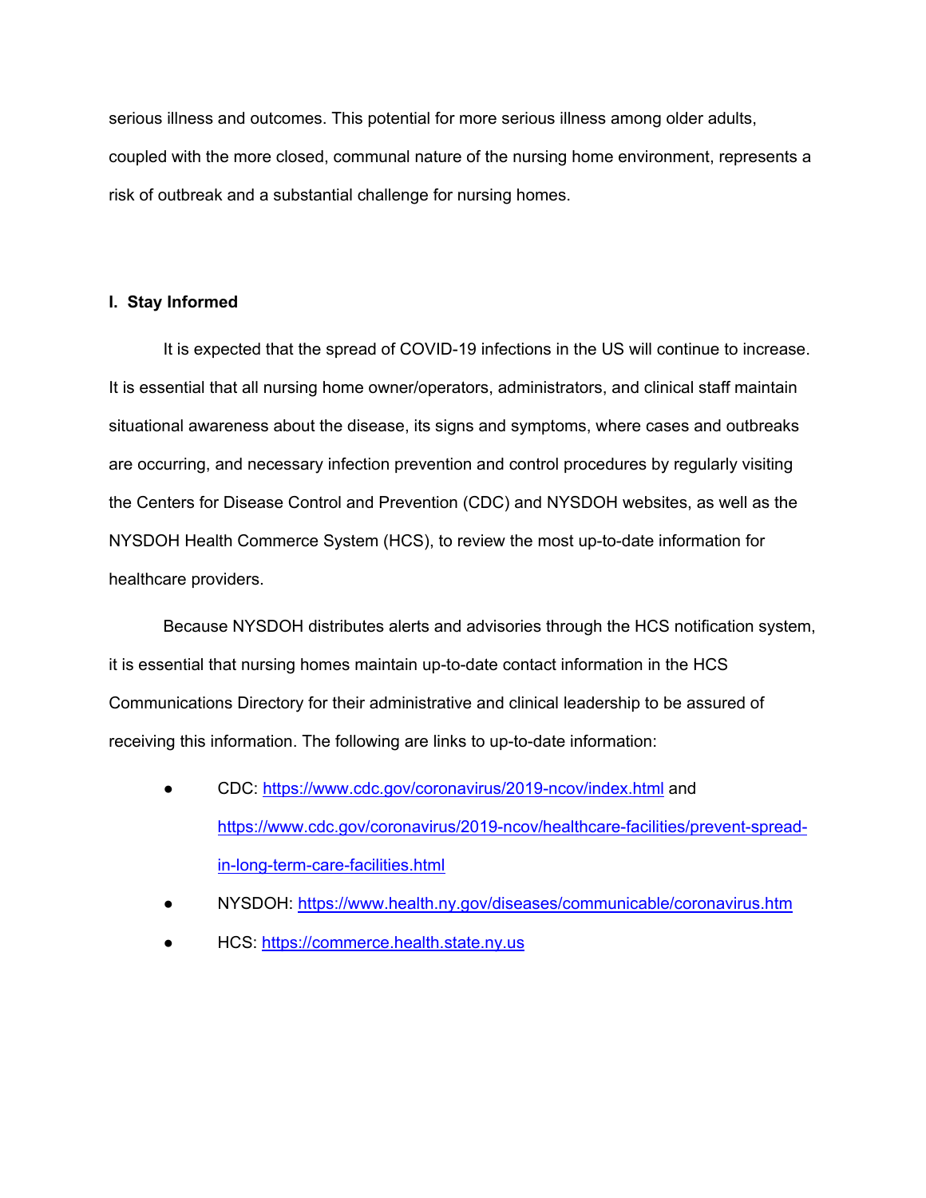serious illness and outcomes. This potential for more serious illness among older adults, coupled with the more closed, communal nature of the nursing home environment, represents a risk of outbreak and a substantial challenge for nursing homes.

## I. Stay Informed

It is expected that the spread of COVID-19 infections in the US will continue to increase. It is essential that all nursing home owner/operators, administrators, and clinical staff maintain situational awareness about the disease, its signs and symptoms, where cases and outbreaks are occurring, and necessary infection prevention and control procedures by regularly visiting the Centers for Disease Control and Prevention (CDC) and NYSDOH websites, as well as the NYSDOH Health Commerce System (HCS), to review the most up-to-date information for healthcare providers.

Because NYSDOH distributes alerts and advisories through the HCS notification system, it is essential that nursing homes maintain up-to-date contact information in the HCS Communications Directory for their administrative and clinical leadership to be assured of receiving this information. The following are links to up-to-date information:

- CDC: https://www.cdc.gov/coronavirus/2019-ncov/index.html and https://www.cdc.gov/coronavirus/2019-ncov/healthcare-facilities/prevent-spread-in-long-term-care-facilities.html
- NYSDOH: https://www.health.ny.gov/diseases/communicable/coronavirus.htm
- HCS: https://commerce.health.state.ny.us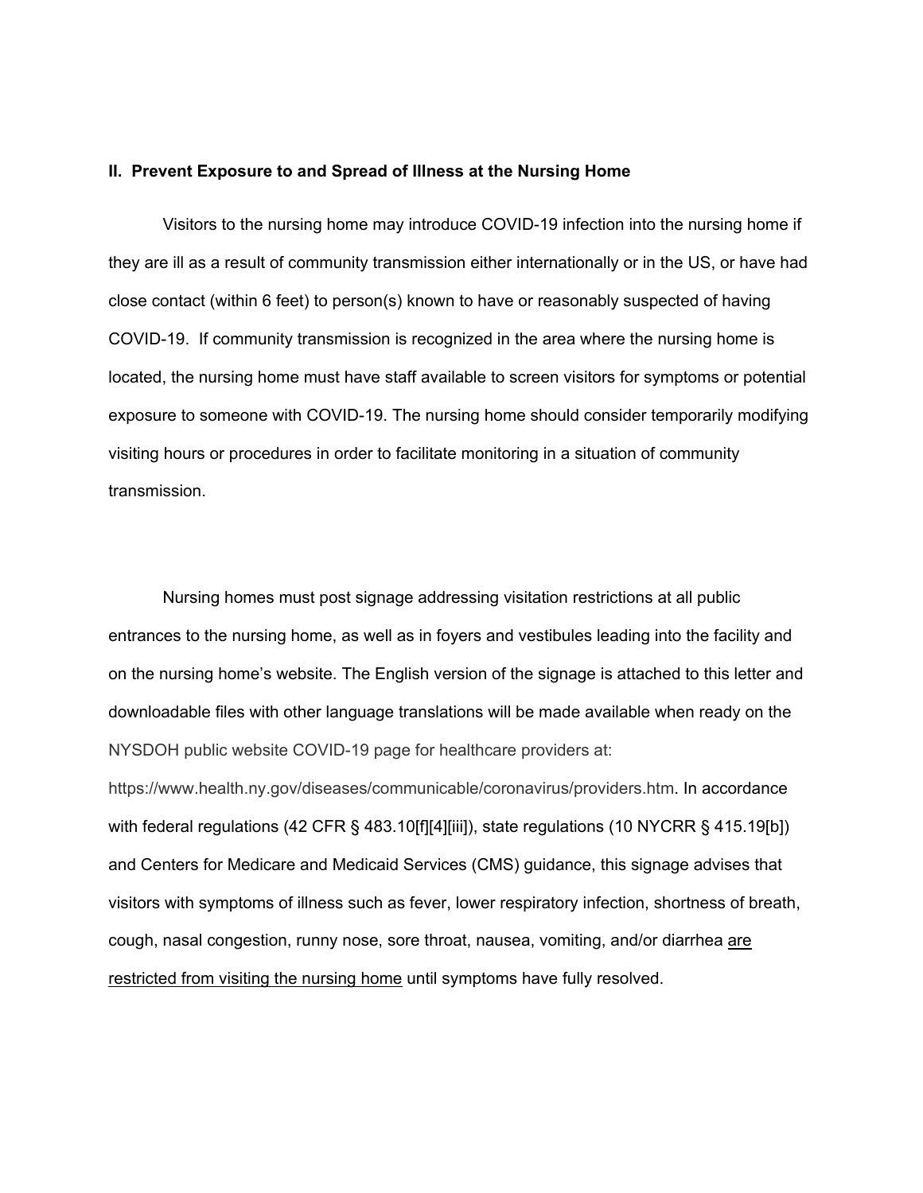## II. Prevent Exposure to and Spread of Illness at the Nursing Home

Visitors to the nursing home may introduce COVID-19 infection into the nursing home if they are ill as a result of community transmission either internationally or in the US, or have had close contact (within 6 feet) to person(s) known to have or reasonably suspected of having COVID-19. If community transmission is recognized in the area where the nursing home is located, the nursing home must have staff available to screen visitors for symptoms or potential exposure to someone with COVID-19. The nursing home should consider temporarily modifying visiting hours or procedures in order to facilitate monitoring in a situation of community transmission.

Nursing homes must post signage addressing visitation restrictions at all public entrances to the nursing home, as well as in foyers and vestibules leading into the facility and on the nursing home's website. The English version of the signage is attached to this letter and downloadable files with other language translations will be made available when ready on the NYSDOH public website COVID-19 page for healthcare providers at: https://www.health.ny.gov/diseases/communicable/coronavirus/providers.htm. In accordance with federal regulations (42 CFR § 483.10[f][4][iii]), state regulations (10 NYCRR § 415.19[b]) and Centers for Medicare and Medicaid Services (CMS) guidance, this signage advises that visitors with symptoms of illness such as fever, lower respiratory infection, shortness of breath, cough, nasal congestion, runny nose, sore throat, nausea, vomiting, and/or diarrhea <u>are restricted from visiting the nursing home</u> until symptoms have fully resolved.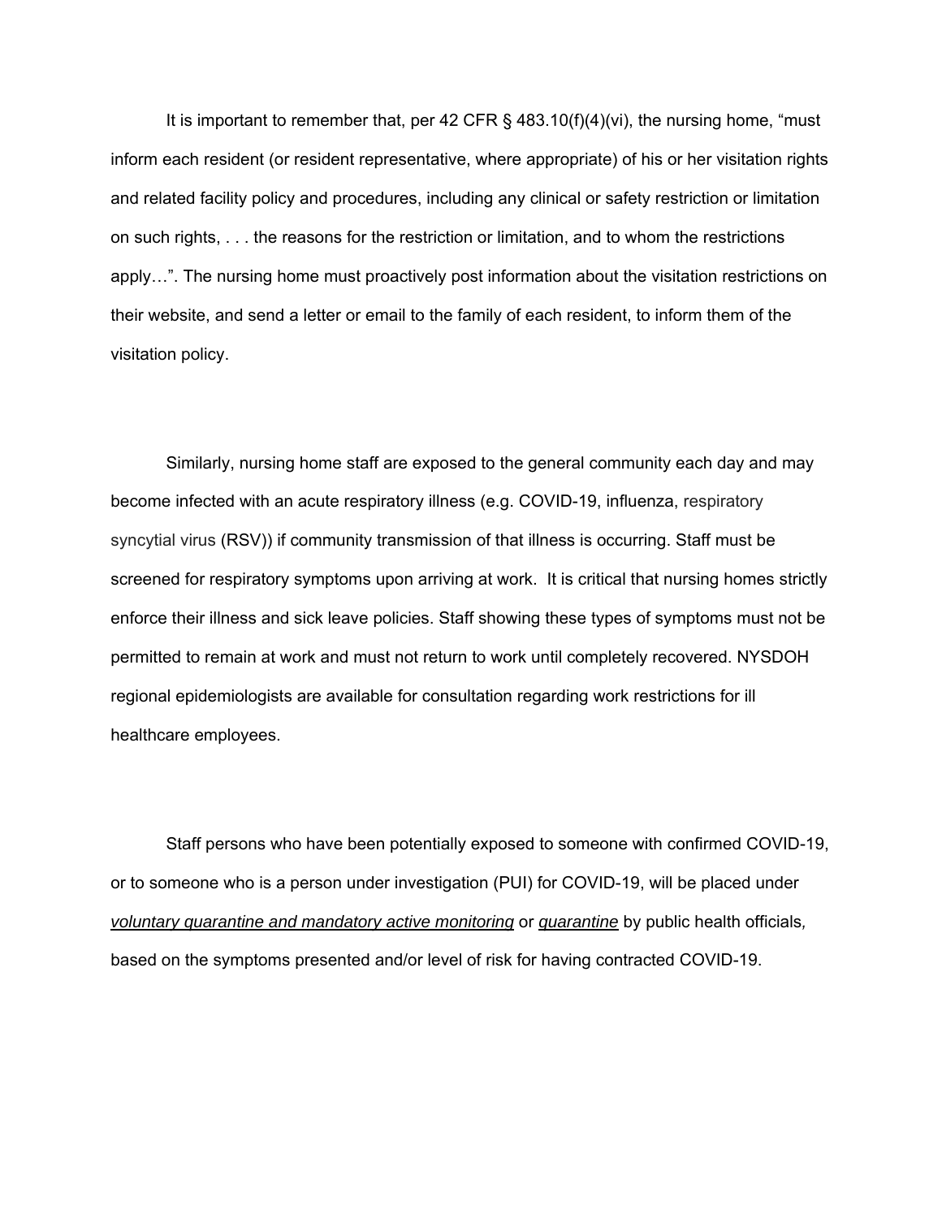It is important to remember that, per 42 CFR § 483.10(f)(4)(vi), the nursing home, "must inform each resident (or resident representative, where appropriate) of his or her visitation rights and related facility policy and procedures, including any clinical or safety restriction or limitation on such rights, . . . the reasons for the restriction or limitation, and to whom the restrictions apply…". The nursing home must proactively post information about the visitation restrictions on their website, and send a letter or email to the family of each resident, to inform them of the visitation policy.

Similarly, nursing home staff are exposed to the general community each day and may become infected with an acute respiratory illness (e.g. COVID-19, influenza, respiratory syncytial virus (RSV)) if community transmission of that illness is occurring. Staff must be screened for respiratory symptoms upon arriving at work. It is critical that nursing homes strictly enforce their illness and sick leave policies. Staff showing these types of symptoms must not be permitted to remain at work and must not return to work until completely recovered. NYSDOH regional epidemiologists are available for consultation regarding work restrictions for ill healthcare employees.

Staff persons who have been potentially exposed to someone with confirmed COVID-19, or to someone who is a person under investigation (PUI) for COVID-19, will be placed under *voluntary quarantine and mandatory active monitoring* or *quarantine* by public health officials, based on the symptoms presented and/or level of risk for having contracted COVID-19.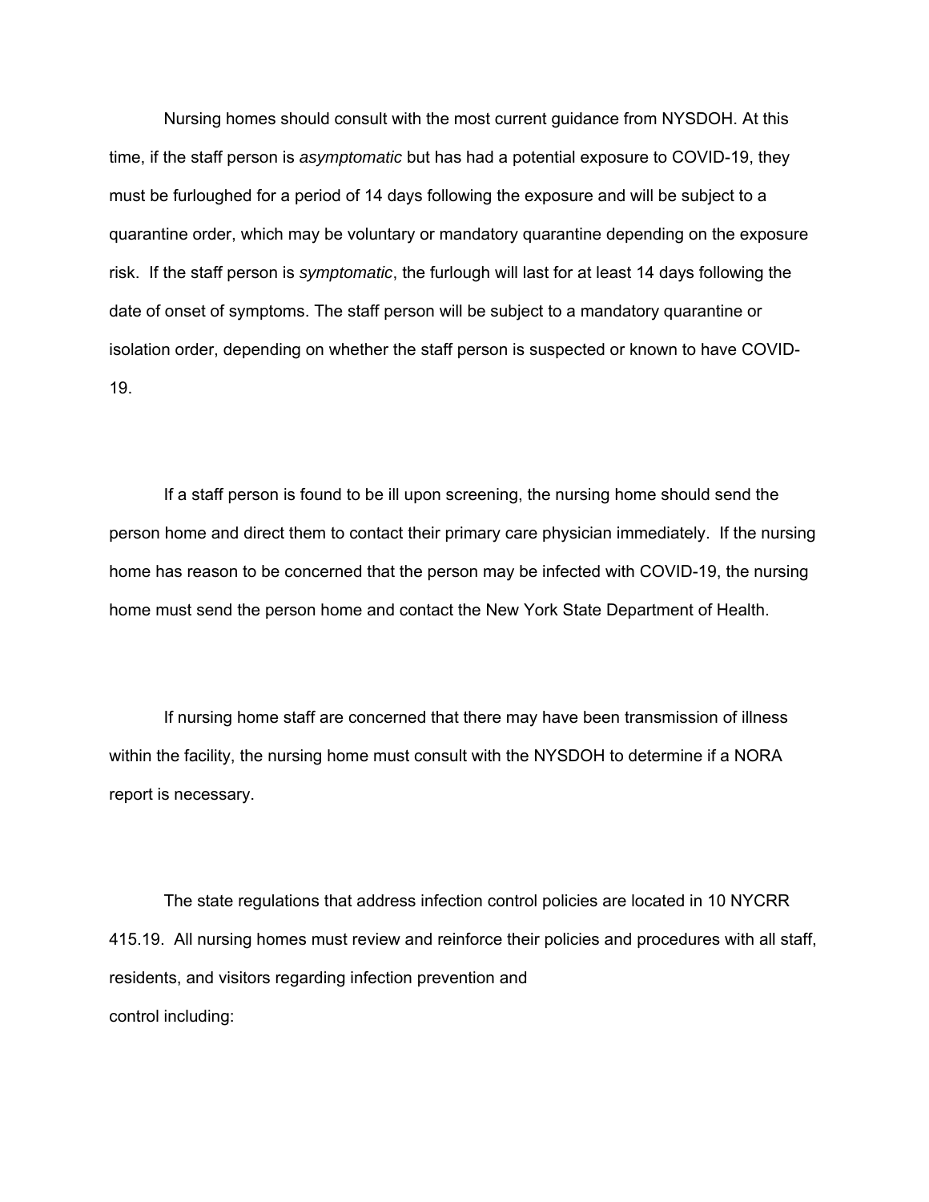Nursing homes should consult with the most current guidance from NYSDOH. At this time, if the staff person is *asymptomatic* but has had a potential exposure to COVID-19, they must be furloughed for a period of 14 days following the exposure and will be subject to a quarantine order, which may be voluntary or mandatory quarantine depending on the exposure risk. If the staff person is *symptomatic*, the furlough will last for at least 14 days following the date of onset of symptoms. The staff person will be subject to a mandatory quarantine or isolation order, depending on whether the staff person is suspected or known to have COVID-19.

If a staff person is found to be ill upon screening, the nursing home should send the person home and direct them to contact their primary care physician immediately. If the nursing home has reason to be concerned that the person may be infected with COVID-19, the nursing home must send the person home and contact the New York State Department of Health.

If nursing home staff are concerned that there may have been transmission of illness within the facility, the nursing home must consult with the NYSDOH to determine if a NORA report is necessary.

The state regulations that address infection control policies are located in 10 NYCRR 415.19. All nursing homes must review and reinforce their policies and procedures with all staff, residents, and visitors regarding infection prevention and control including: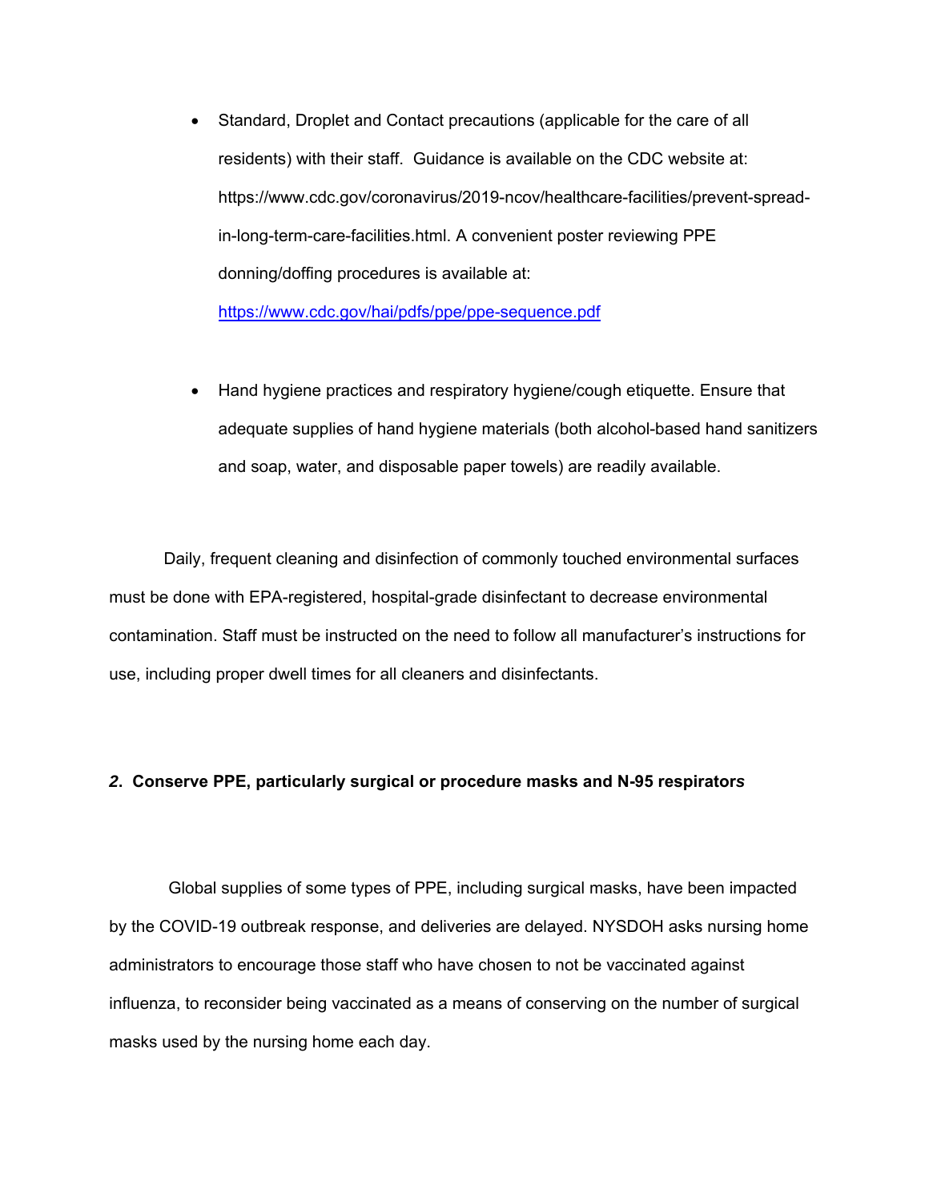- Standard, Droplet and Contact precautions (applicable for the care of all residents) with their staff. Guidance is available on the CDC website at: https://www.cdc.gov/coronavirus/2019-ncov/healthcare-facilities/prevent-spread-in-long-term-care-facilities.html. A convenient poster reviewing PPE donning/doffing procedures is available at: [https://www.cdc.gov/hai/pdfs/ppe/ppe-sequence.pdf](https://www.cdc.gov/hai/pdfs/ppe/ppe-sequence.pdf)

- Hand hygiene practices and respiratory hygiene/cough etiquette. Ensure that adequate supplies of hand hygiene materials (both alcohol-based hand sanitizers and soap, water, and disposable paper towels) are readily available.

Daily, frequent cleaning and disinfection of commonly touched environmental surfaces must be done with EPA-registered, hospital-grade disinfectant to decrease environmental contamination. Staff must be instructed on the need to follow all manufacturer's instructions for use, including proper dwell times for all cleaners and disinfectants.

### *2*. Conserve PPE, particularly surgical or procedure masks and N-95 respirator*s*

Global supplies of some types of PPE, including surgical masks, have been impacted by the COVID-19 outbreak response, and deliveries are delayed. NYSDOH asks nursing home administrators to encourage those staff who have chosen to not be vaccinated against influenza, to reconsider being vaccinated as a means of conserving on the number of surgical masks used by the nursing home each day.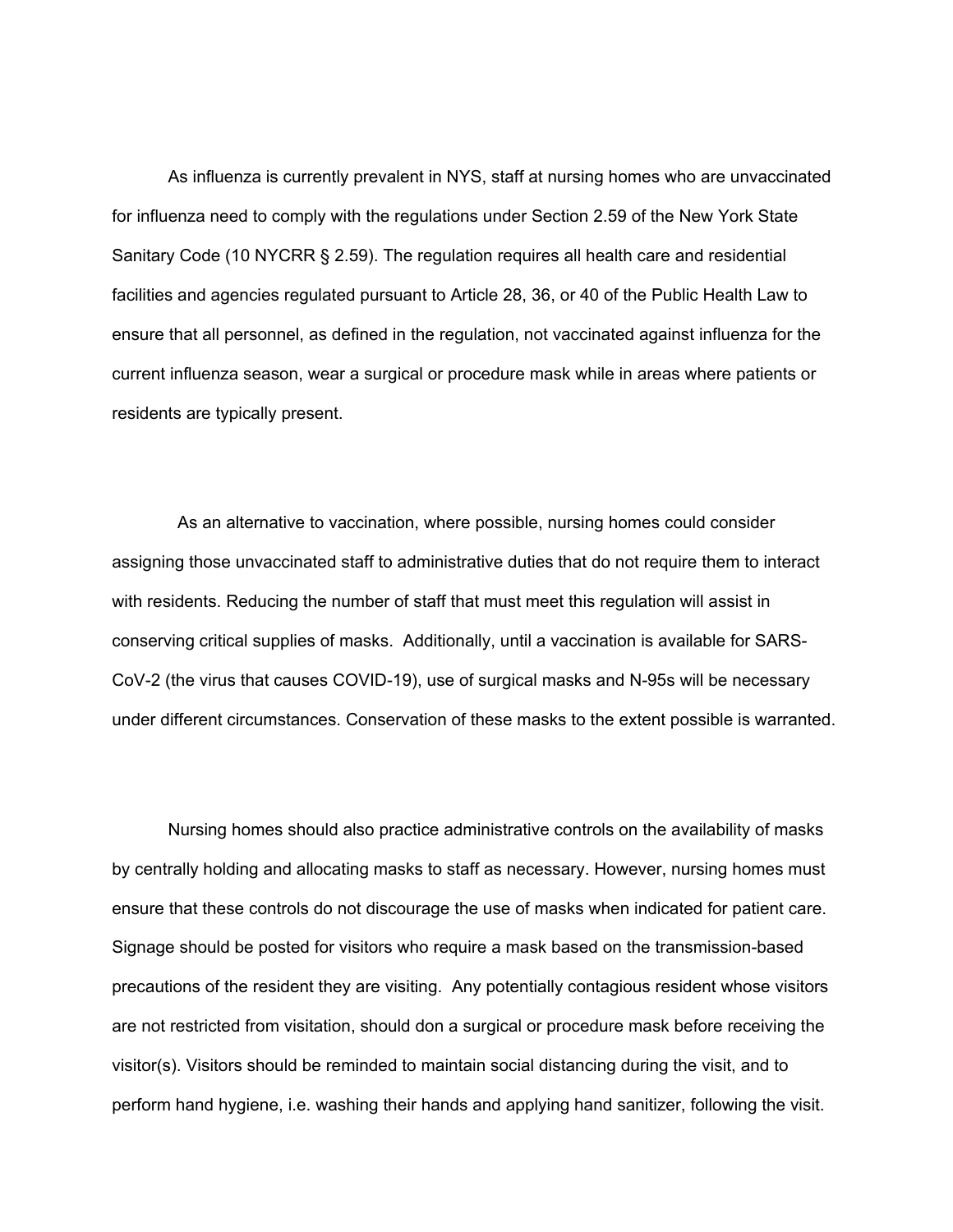As influenza is currently prevalent in NYS, staff at nursing homes who are unvaccinated for influenza need to comply with the regulations under Section 2.59 of the New York State Sanitary Code (10 NYCRR § 2.59). The regulation requires all health care and residential facilities and agencies regulated pursuant to Article 28, 36, or 40 of the Public Health Law to ensure that all personnel, as defined in the regulation, not vaccinated against influenza for the current influenza season, wear a surgical or procedure mask while in areas where patients or residents are typically present.

As an alternative to vaccination, where possible, nursing homes could consider assigning those unvaccinated staff to administrative duties that do not require them to interact with residents. Reducing the number of staff that must meet this regulation will assist in conserving critical supplies of masks. Additionally, until a vaccination is available for SARS-CoV-2 (the virus that causes COVID-19), use of surgical masks and N-95s will be necessary under different circumstances. Conservation of these masks to the extent possible is warranted.

Nursing homes should also practice administrative controls on the availability of masks by centrally holding and allocating masks to staff as necessary. However, nursing homes must ensure that these controls do not discourage the use of masks when indicated for patient care. Signage should be posted for visitors who require a mask based on the transmission-based precautions of the resident they are visiting. Any potentially contagious resident whose visitors are not restricted from visitation, should don a surgical or procedure mask before receiving the visitor(s). Visitors should be reminded to maintain social distancing during the visit, and to perform hand hygiene, i.e. washing their hands and applying hand sanitizer, following the visit.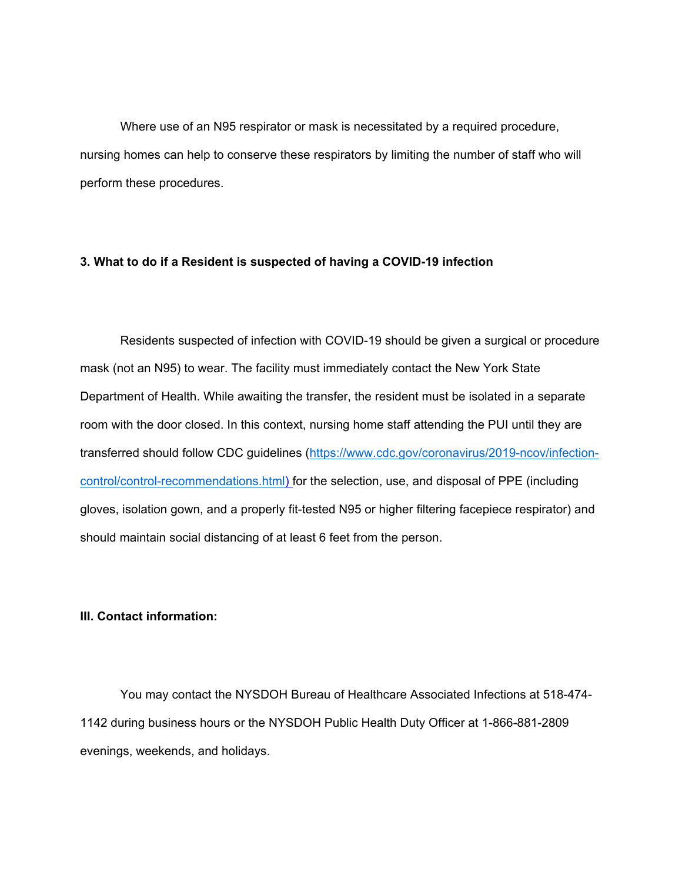Where use of an N95 respirator or mask is necessitated by a required procedure, nursing homes can help to conserve these respirators by limiting the number of staff who will perform these procedures.

### 3. What to do if a Resident is suspected of having a COVID-19 infection

Residents suspected of infection with COVID-19 should be given a surgical or procedure mask (not an N95) to wear. The facility must immediately contact the New York State Department of Health. While awaiting the transfer, the resident must be isolated in a separate room with the door closed. In this context, nursing home staff attending the PUI until they are transferred should follow CDC guidelines ([https://www.cdc.gov/coronavirus/2019-ncov/infection-control/control-recommendations.html)](https://www.cdc.gov/coronavirus/2019-ncov/infection-control/control-recommendations.html) for the selection, use, and disposal of PPE (including gloves, isolation gown, and a properly fit-tested N95 or higher filtering facepiece respirator) and should maintain social distancing of at least 6 feet from the person.

## III. Contact information:

You may contact the NYSDOH Bureau of Healthcare Associated Infections at 518-474-1142 during business hours or the NYSDOH Public Health Duty Officer at 1-866-881-2809 evenings, weekends, and holidays.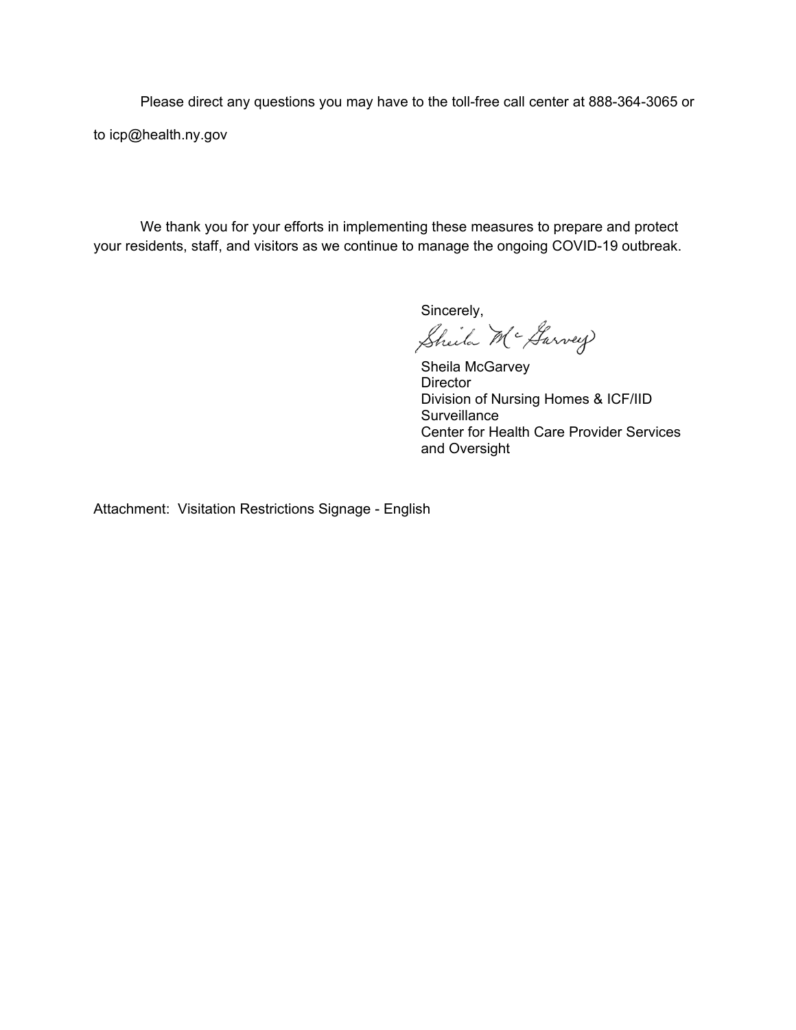Please direct any questions you may have to the toll-free call center at 888-364-3065 or to icp@health.ny.gov

We thank you for your efforts in implementing these measures to prepare and protect your residents, staff, and visitors as we continue to manage the ongoing COVID-19 outbreak.

Sincerely,

Sheila McGarvey
Director
Division of Nursing Homes & ICF/IID Surveillance
Center for Health Care Provider Services and Oversight

Attachment: Visitation Restrictions Signage - English